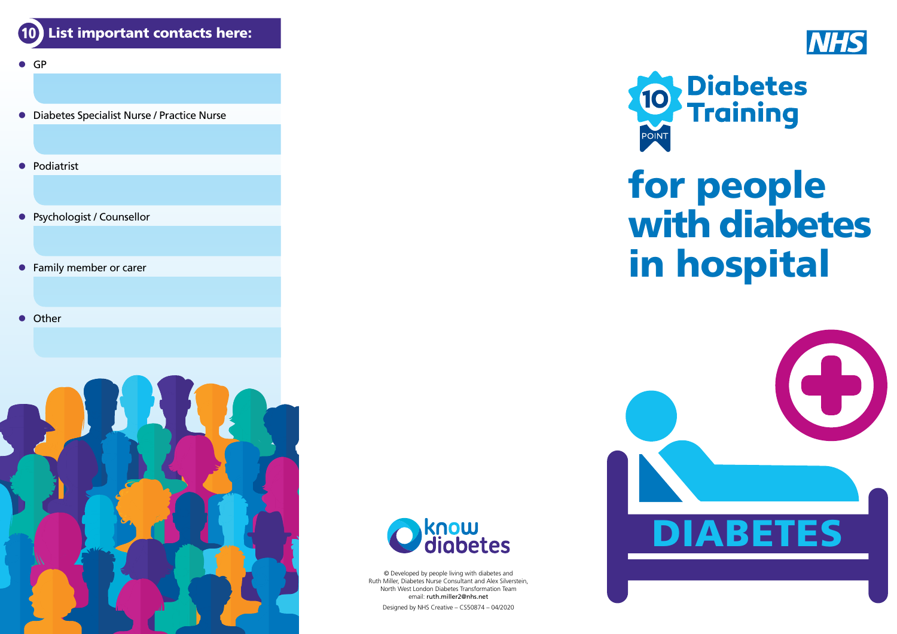## 10 List important contacts here:

- GP
- Diabetes Specialist Nurse / Practice Nurse
- Podiatrist
- Psychologist / Counsellor
- Family member or carer
- Other

know diabetes

© Developed by people living with diabetes and Ruth Miller, Diabetes Nurse Consultant and Alex Silverstein, North West London Diabetes Transformation Team email: ruth.miller2@nhs.net

Designed by NHS Creative – CS50874 – 04/2020

NHS

10 POINT Diabetes Training

# for people with diabetes in hospital

DIABETES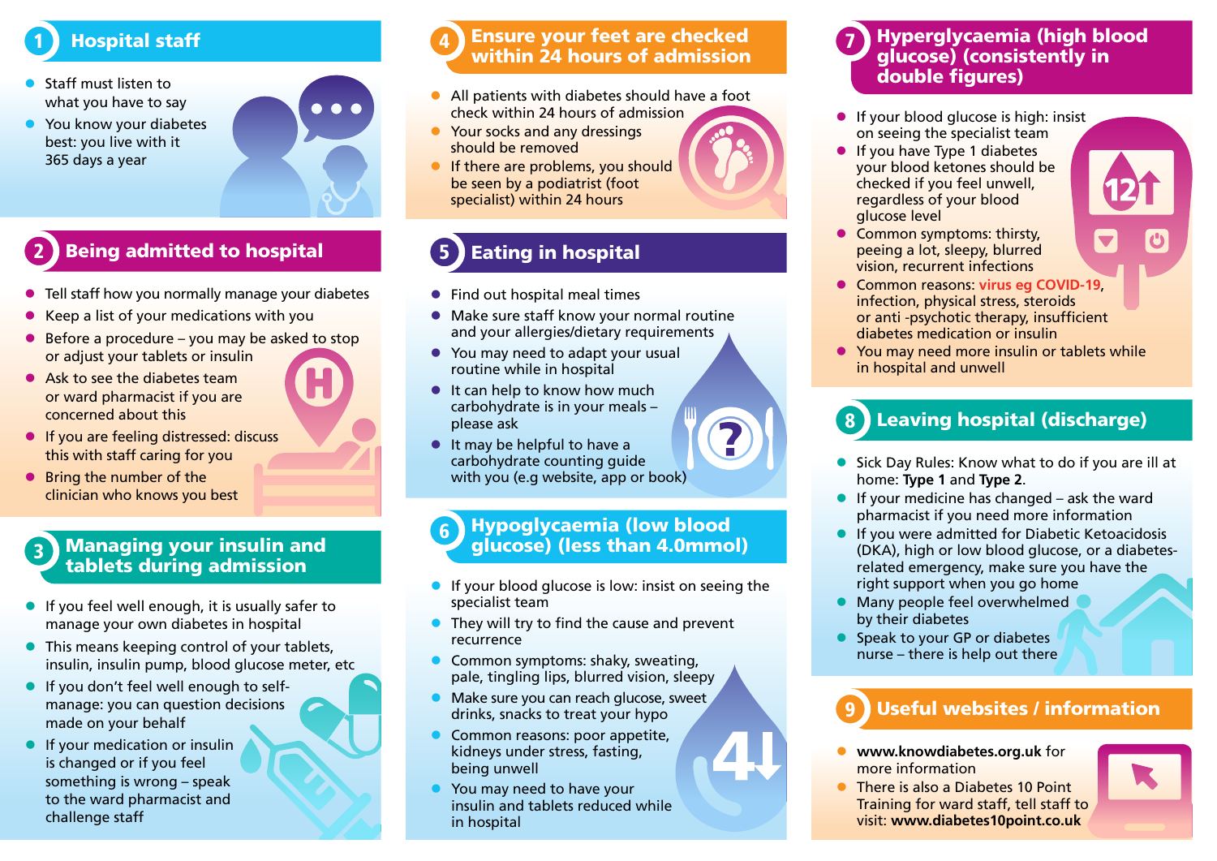## 1 Hospital staff

- Staff must listen to what you have to say
- You know your diabetes best: you live with it 365 days a year

## 2 Being admitted to hospital

- Tell staff how you normally manage your diabetes
- Keep a list of your medications with you
- Before a procedure – you may be asked to stop or adjust your tablets or insulin
- Ask to see the diabetes team or ward pharmacist if you are concerned about this
- If you are feeling distressed: discuss this with staff caring for you
- Bring the number of the clinician who knows you best

## 3 Managing your insulin and tablets during admission

- If you feel well enough, it is usually safer to manage your own diabetes in hospital
- This means keeping control of your tablets, insulin, insulin pump, blood glucose meter, etc
- If you don't feel well enough to self-manage: you can question decisions made on your behalf
- If your medication or insulin is changed or if you feel something is wrong – speak to the ward pharmacist and challenge staff

## 4 Ensure your feet are checked within 24 hours of admission

- All patients with diabetes should have a foot check within 24 hours of admission
- Your socks and any dressings should be removed
- If there are problems, you should be seen by a podiatrist (foot specialist) within 24 hours

## 5 Eating in hospital

- Find out hospital meal times
- Make sure staff know your normal routine and your allergies/dietary requirements
- You may need to adapt your usual routine while in hospital
- It can help to know how much carbohydrate is in your meals – please ask
- It may be helpful to have a carbohydrate counting guide with you (e.g website, app or book)

## 6 Hypoglycaemia (low blood glucose) (less than 4.0mmol)

- If your blood glucose is low: insist on seeing the specialist team
- They will try to find the cause and prevent recurrence
- Common symptoms: shaky, sweating, pale, tingling lips, blurred vision, sleepy
- Make sure you can reach glucose, sweet drinks, snacks to treat your hypo
- Common reasons: poor appetite, kidneys under stress, fasting, being unwell
- You may need to have your insulin and tablets reduced while in hospital

## 7 Hyperglycaemia (high blood glucose) (consistently in double figures)

- If your blood glucose is high: insist on seeing the specialist team
- If you have Type 1 diabetes your blood ketones should be checked if you feel unwell, regardless of your blood glucose level
- Common symptoms: thirsty, peeing a lot, sleepy, blurred vision, recurrent infections
- Common reasons: virus eg COVID-19, infection, physical stress, steroids or anti -psychotic therapy, insufficient diabetes medication or insulin
- You may need more insulin or tablets while in hospital and unwell

## 8 Leaving hospital (discharge)

- Sick Day Rules: Know what to do if you are ill at home: **Type 1** and **Type 2**.
- If your medicine has changed – ask the ward pharmacist if you need more information
- If you were admitted for Diabetic Ketoacidosis (DKA), high or low blood glucose, or a diabetes-related emergency, make sure you have the right support when you go home
- Many people feel overwhelmed by their diabetes
- Speak to your GP or diabetes nurse – there is help out there

## 9 Useful websites / information

- **www.knowdiabetes.org.uk** for more information
- There is also a Diabetes 10 Point Training for ward staff, tell staff to visit: **www.diabetes10point.co.uk**